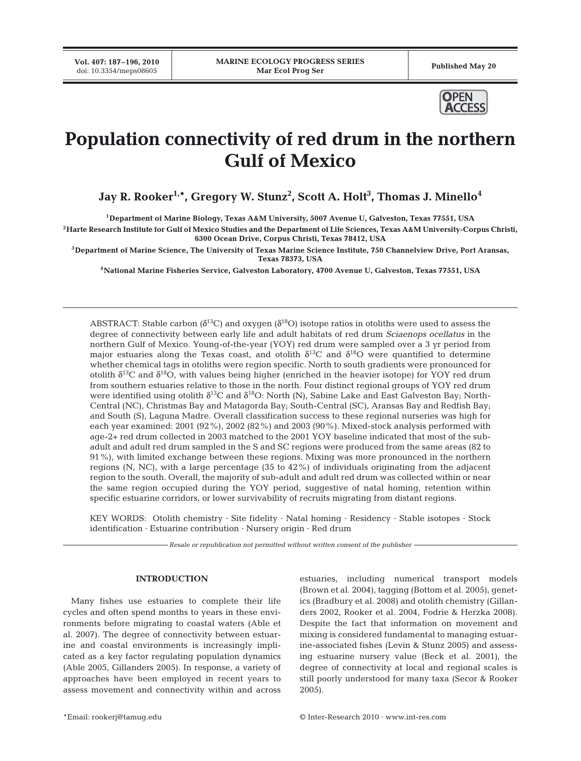# Population connectivity of red drum in the northern Gulf of Mexico

**Jay R. Rooker[1,*], Gregory W. Stunz[2], Scott A. Holt[3], Thomas J. Minello[4]**

[1]Department of Marine Biology, Texas A&M University, 5007 Avenue U, Galveston, Texas 77551, USA

[2]Harte Research Institute for Gulf of Mexico Studies and the Department of Life Sciences, Texas A&M University-Corpus Christi, 6300 Ocean Drive, Corpus Christi, Texas 78412, USA

[3]Department of Marine Science, The University of Texas Marine Science Institute, 750 Channelview Drive, Port Aransas, Texas 78373, USA

[4]National Marine Fisheries Service, Galveston Laboratory, 4700 Avenue U, Galveston, Texas 77551, USA

ABSTRACT: Stable carbon ($\delta^{13}C$) and oxygen ($\delta^{18}O$) isotope ratios in otoliths were used to assess the degree of connectivity between early life and adult habitats of red drum *Sciaenops ocellatus* in the northern Gulf of Mexico. Young-of-the-year (YOY) red drum were sampled over a 3 yr period from major estuaries along the Texas coast, and otolith $\delta^{13}C$ and $\delta^{18}O$ were quantified to determine whether chemical tags in otoliths were region specific. North to south gradients were pronounced for otolith $\delta^{13}C$ and $\delta^{18}O$, with values being higher (enriched in the heavier isotope) for YOY red drum from southern estuaries relative to those in the north. Four distinct regional groups of YOY red drum were identified using otolith $\delta^{13}C$ and $\delta^{18}O$: North (N), Sabine Lake and East Galveston Bay; North-Central (NC), Christmas Bay and Matagorda Bay; South-Central (SC), Aransas Bay and Redfish Bay; and South (S), Laguna Madre. Overall classification success to these regional nurseries was high for each year examined: 2001 (92%), 2002 (82%) and 2003 (90%). Mixed-stock analysis performed with age-2+ red drum collected in 2003 matched to the 2001 YOY baseline indicated that most of the sub-adult and adult red drum sampled in the S and SC regions were produced from the same areas (82 to 91%), with limited exchange between these regions. Mixing was more pronounced in the northern regions (N, NC), with a large percentage (35 to 42%) of individuals originating from the adjacent region to the south. Overall, the majority of sub-adult and adult red drum was collected within or near the same region occupied during the YOY period, suggestive of natal homing, retention within specific estuarine corridors, or lower survivability of recruits migrating from distant regions.

KEY WORDS: Otolith chemistry · Site fidelity · Natal homing · Residency · Stable isotopes · Stock identification · Estuarine contribution · Nursery origin · Red drum

*Resale or republication not permitted without written consent of the publisher*

## INTRODUCTION

Many fishes use estuaries to complete their life cycles and often spend months to years in these environments before migrating to coastal waters (Able et al. 2007). The degree of connectivity between estuarine and coastal environments is increasingly implicated as a key factor regulating population dynamics (Able 2005, Gillanders 2005). In response, a variety of approaches have been employed in recent years to assess movement and connectivity within and across estuaries, including numerical transport models (Brown et al. 2004), tagging (Bottom et al. 2005), genetics (Bradbury et al. 2008) and otolith chemistry (Gillanders 2002, Rooker et al. 2004, Fodrie & Herzka 2008). Despite the fact that information on movement and mixing is considered fundamental to managing estuarine-associated fishes (Levin & Stunz 2005) and assessing estuarine nursery value (Beck et al. 2001), the degree of connectivity at local and regional scales is still poorly understood for many taxa (Secor & Rooker 2005).

*Email: rookerj@tamug.edu

© Inter-Research 2010 · www.int-res.com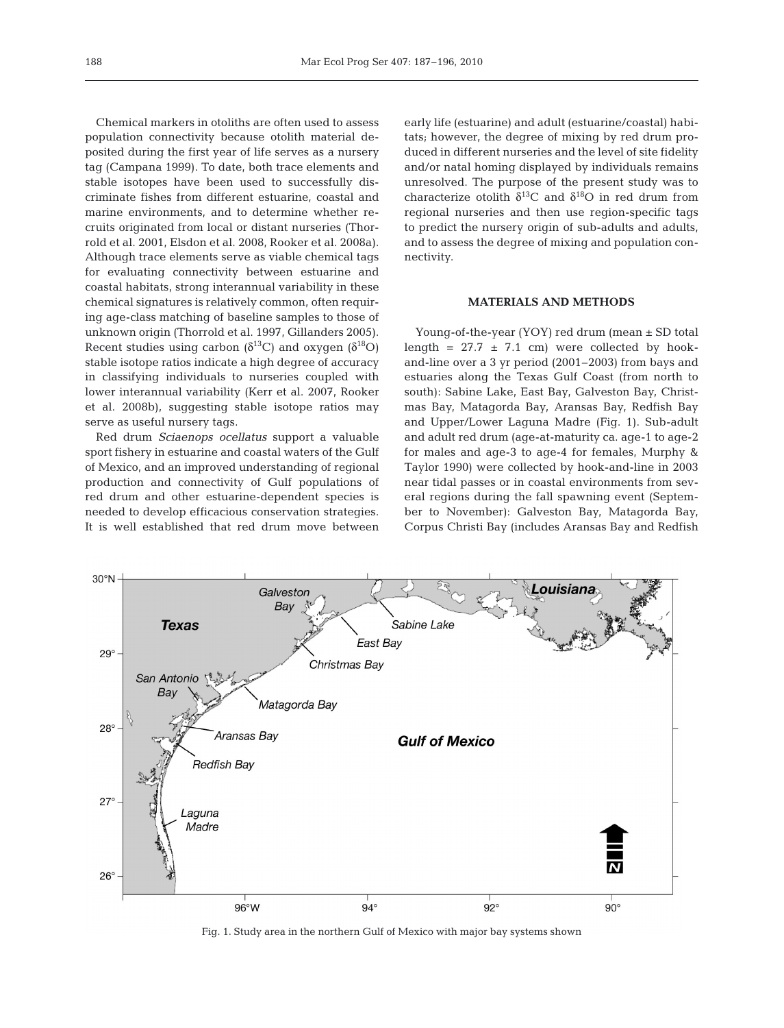Chemical markers in otoliths are often used to assess population connectivity because otolith material deposited during the first year of life serves as a nursery tag (Campana 1999). To date, both trace elements and stable isotopes have been used to successfully discriminate fishes from different estuarine, coastal and marine environments, and to determine whether recruits originated from local or distant nurseries (Thorrold et al. 2001, Elsdon et al. 2008, Rooker et al. 2008a). Although trace elements serve as viable chemical tags for evaluating connectivity between estuarine and coastal habitats, strong interannual variability in these chemical signatures is relatively common, often requiring age-class matching of baseline samples to those of unknown origin (Thorrold et al. 1997, Gillanders 2005). Recent studies using carbon ($\delta^{13}C$) and oxygen ($\delta^{18}O$) stable isotope ratios indicate a high degree of accuracy in classifying individuals to nurseries coupled with lower interannual variability (Kerr et al. 2007, Rooker et al. 2008b), suggesting stable isotope ratios may serve as useful nursery tags.

Red drum *Sciaenops ocellatus* support a valuable sport fishery in estuarine and coastal waters of the Gulf of Mexico, and an improved understanding of regional production and connectivity of Gulf populations of red drum and other estuarine-dependent species is needed to develop efficacious conservation strategies. It is well established that red drum move between early life (estuarine) and adult (estuarine/coastal) habitats; however, the degree of mixing by red drum produced in different nurseries and the level of site fidelity and/or natal homing displayed by individuals remains unresolved. The purpose of the present study was to characterize otolith $\delta^{13}C$ and $\delta^{18}O$ in red drum from regional nurseries and then use region-specific tags to predict the nursery origin of sub-adults and adults, and to assess the degree of mixing and population connectivity.

## MATERIALS AND METHODS

Young-of-the-year (YOY) red drum (mean ± SD total length = 27.7 ± 7.1 cm) were collected by hook-and-line over a 3 yr period (2001–2003) from bays and estuaries along the Texas Gulf Coast (from north to south): Sabine Lake, East Bay, Galveston Bay, Christmas Bay, Matagorda Bay, Aransas Bay, Redfish Bay and Upper/Lower Laguna Madre (Fig. 1). Sub-adult and adult red drum (age-at-maturity ca. age-1 to age-2 for males and age-3 to age-4 for females, Murphy & Taylor 1990) were collected by hook-and-line in 2003 near tidal passes or in coastal environments from several regions during the fall spawning event (September to November): Galveston Bay, Matagorda Bay, Corpus Christi Bay (includes Aransas Bay and Redfish

Fig. 1. Study area in the northern Gulf of Mexico with major bay systems shown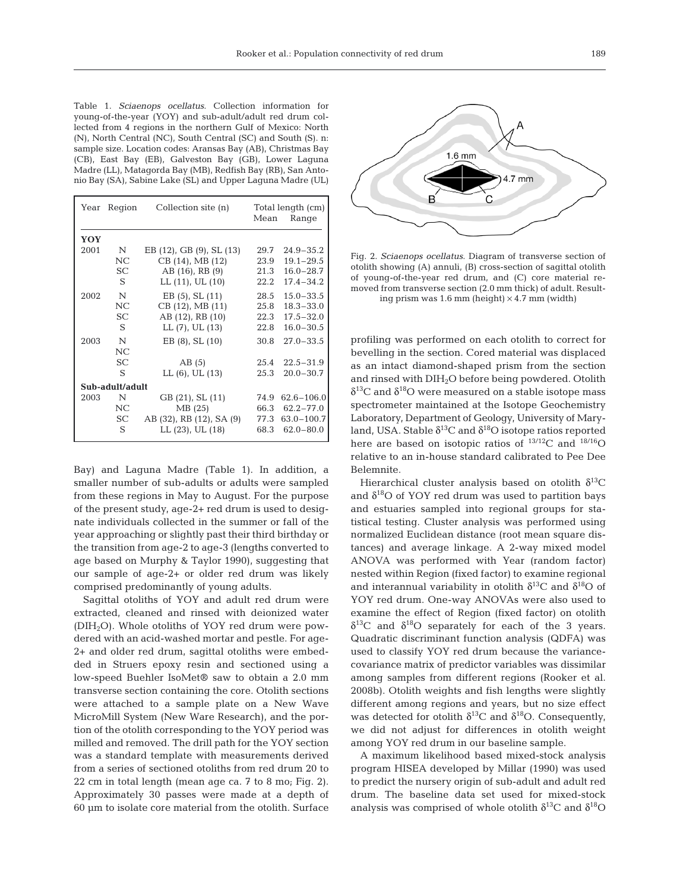Table 1. *Sciaenops ocellatus*. Collection information for young-of-the-year (YOY) and sub-adult/adult red drum collected from 4 regions in the northern Gulf of Mexico: North (N), North Central (NC), South Central (SC) and South (S). n: sample size. Location codes: Aransas Bay (AB), Christmas Bay (CB), East Bay (EB), Galveston Bay (GB), Lower Laguna Madre (LL), Matagorda Bay (MB), Redfish Bay (RB), San Antonio Bay (SA), Sabine Lake (SL) and Upper Laguna Madre (UL)

| Year | Region | Collection site (n) | Total length (cm) | |
|---|---|---|---|---|
| | | | Mean | Range |
| **YOY** | | | | |
| 2001 | N | EB (12), GB (9), SL (13) | 29.7 | 24.9–35.2 |
| | NC | CB (14), MB (12) | 23.9 | 19.1–29.5 |
| | SC | AB (16), RB (9) | 21.3 | 16.0–28.7 |
| | S | LL (11), UL (10) | 22.2 | 17.4–34.2 |
| 2002 | N | EB (5), SL (11) | 28.5 | 15.0–33.5 |
| | NC | CB (12), MB (11) | 25.8 | 18.3–33.0 |
| | SC | AB (12), RB (10) | 22.3 | 17.5–32.0 |
| | S | LL (7), UL (13) | 22.8 | 16.0–30.5 |
| 2003 | N | EB (8), SL (10) | 30.8 | 27.0–33.5 |
| | NC | | | |
| | SC | AB (5) | 25.4 | 22.5–31.9 |
| | S | LL (6), UL (13) | 25.3 | 20.0–30.7 |
| **Sub-adult/adult** | | | | |
| 2003 | N | GB (21), SL (11) | 74.9 | 62.6–106.0 |
| | NC | MB (25) | 66.3 | 62.2–77.0 |
| | SC | AB (32), RB (12), SA (9) | 77.3 | 63.0–100.7 |
| | S | LL (23), UL (18) | 68.3 | 62.0–80.0 |

Bay) and Laguna Madre (Table 1). In addition, a smaller number of sub-adults or adults were sampled from these regions in May to August. For the purpose of the present study, age-2+ red drum is used to designate individuals collected in the summer or fall of the year approaching or slightly past their third birthday or the transition from age-2 to age-3 (lengths converted to age based on Murphy & Taylor 1990), suggesting that our sample of age-2+ or older red drum was likely comprised predominantly of young adults.

Sagittal otoliths of YOY and adult red drum were extracted, cleaned and rinsed with deionized water ($DIH_2O$). Whole otoliths of YOY red drum were powdered with an acid-washed mortar and pestle. For age-2+ and older red drum, sagittal otoliths were embedded in Struers epoxy resin and sectioned using a low-speed Buehler IsoMet® saw to obtain a 2.0 mm transverse section containing the core. Otolith sections were attached to a sample plate on a New Wave MicroMill System (New Ware Research), and the portion of the otolith corresponding to the YOY period was milled and removed. The drill path for the YOY section was a standard template with measurements derived from a series of sectioned otoliths from red drum 20 to 22 cm in total length (mean age ca. 7 to 8 mo; Fig. 2). Approximately 30 passes were made at a depth of 60 µm to isolate core material from the otolith. Surface profiling was performed on each otolith to correct for bevelling in the section. Cored material was displaced as an intact diamond-shaped prism from the section and rinsed with $DIH_2O$ before being powdered. Otolith $\delta^{13}C$ and $\delta^{18}O$ were measured on a stable isotope mass spectrometer maintained at the Isotope Geochemistry Laboratory, Department of Geology, University of Maryland, USA. Stable $\delta^{13}C$ and $\delta^{18}O$ isotope ratios reported here are based on isotopic ratios of $^{13/12}C$ and $^{18/16}O$ relative to an in-house standard calibrated to Pee Dee Belemnite.

Fig. 2. *Sciaenops ocellatus*. Diagram of transverse section of otolith showing (A) annuli, (B) cross-section of sagittal otolith of young-of-the-year red drum, and (C) core material removed from transverse section (2.0 mm thick) of adult. Resulting prism was 1.6 mm (height) × 4.7 mm (width)

Hierarchical cluster analysis based on otolith $\delta^{13}C$ and $\delta^{18}O$ of YOY red drum was used to partition bays and estuaries sampled into regional groups for statistical testing. Cluster analysis was performed using normalized Euclidean distance (root mean square distances) and average linkage. A 2-way mixed model ANOVA was performed with Year (random factor) nested within Region (fixed factor) to examine regional and interannual variability in otolith $\delta^{13}C$ and $\delta^{18}O$ of YOY red drum. One-way ANOVAs were also used to examine the effect of Region (fixed factor) on otolith $\delta^{13}C$ and $\delta^{18}O$ separately for each of the 3 years. Quadratic discriminant function analysis (QDFA) was used to classify YOY red drum because the variance-covariance matrix of predictor variables was dissimilar among samples from different regions (Rooker et al. 2008b). Otolith weights and fish lengths were slightly different among regions and years, but no size effect was detected for otolith $\delta^{13}C$ and $\delta^{18}O$. Consequently, we did not adjust for differences in otolith weight among YOY red drum in our baseline sample.

A maximum likelihood based mixed-stock analysis program HISEA developed by Millar (1990) was used to predict the nursery origin of sub-adult and adult red drum. The baseline data set used for mixed-stock analysis was comprised of whole otolith $\delta^{13}C$ and $\delta^{18}O$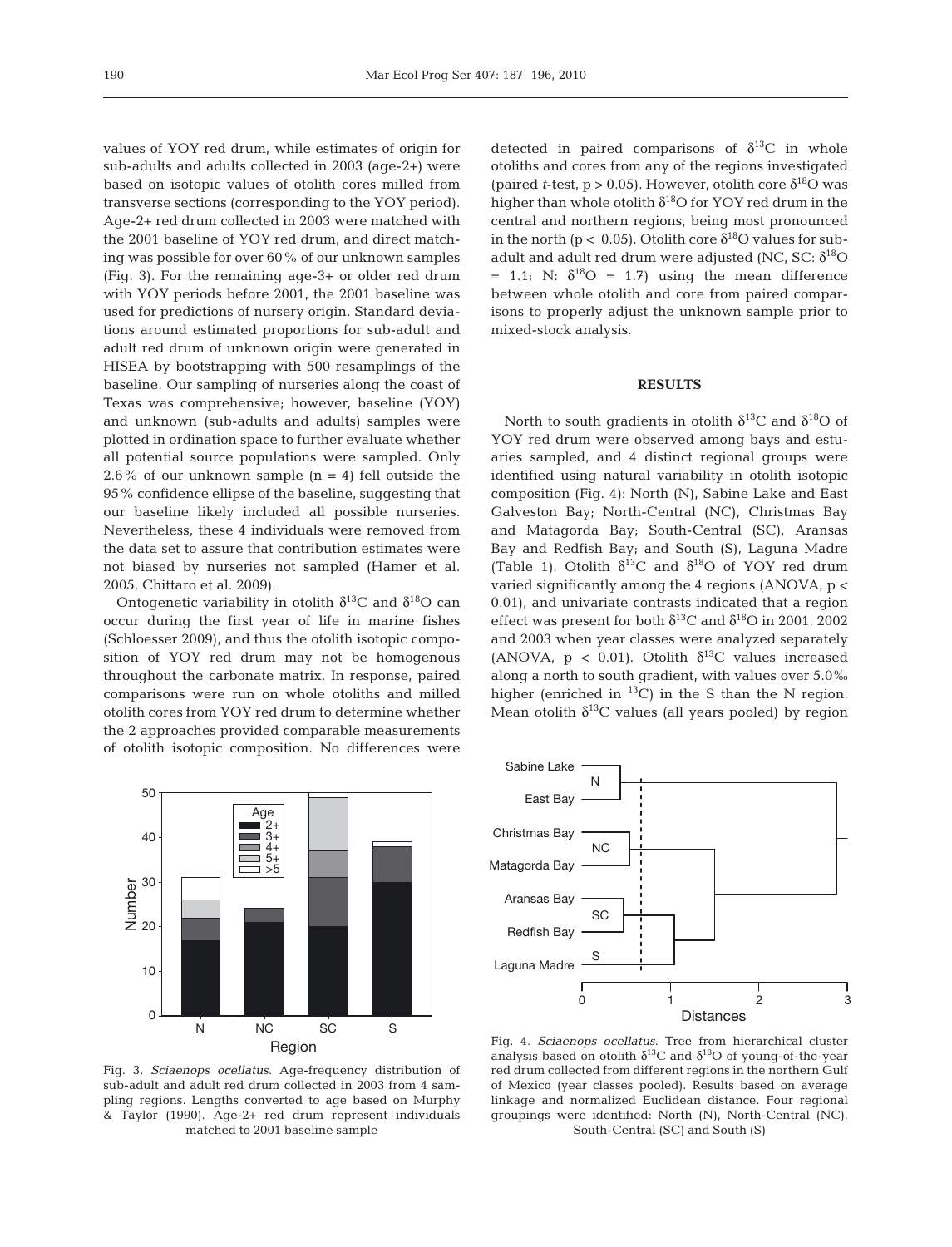values of YOY red drum, while estimates of origin for sub-adults and adults collected in 2003 (age-2+) were based on isotopic values of otolith cores milled from transverse sections (corresponding to the YOY period). Age-2+ red drum collected in 2003 were matched with the 2001 baseline of YOY red drum, and direct matching was possible for over 60% of our unknown samples (Fig. 3). For the remaining age-3+ or older red drum with YOY periods before 2001, the 2001 baseline was used for predictions of nursery origin. Standard deviations around estimated proportions for sub-adult and adult red drum of unknown origin were generated in HISEA by bootstrapping with 500 resamplings of the baseline. Our sampling of nurseries along the coast of Texas was comprehensive; however, baseline (YOY) and unknown (sub-adults and adults) samples were plotted in ordination space to further evaluate whether all potential source populations were sampled. Only 2.6% of our unknown sample ($n = 4$) fell outside the 95% confidence ellipse of the baseline, suggesting that our baseline likely included all possible nurseries. Nevertheless, these 4 individuals were removed from the data set to assure that contribution estimates were not biased by nurseries not sampled (Hamer et al. 2005, Chittaro et al. 2009).

Ontogenetic variability in otolith $\delta^{13}C$ and $\delta^{18}O$ can occur during the first year of life in marine fishes (Schloesser 2009), and thus the otolith isotopic composition of YOY red drum may not be homogenous throughout the carbonate matrix. In response, paired comparisons were run on whole otoliths and milled otolith cores from YOY red drum to determine whether the 2 approaches provided comparable measurements of otolith isotopic composition. No differences were detected in paired comparisons of $\delta^{13}C$ in whole otoliths and cores from any of the regions investigated (paired *t*-test, $p > 0.05$). However, otolith core $\delta^{18}O$ was higher than whole otolith $\delta^{18}O$ for YOY red drum in the central and northern regions, being most pronounced in the north ($p < 0.05$). Otolith core $\delta^{18}O$ values for sub-adult and adult red drum were adjusted (NC, SC: $\delta^{18}O = 1.1$; N: $\delta^{18}O = 1.7$) using the mean difference between whole otolith and core from paired comparisons to properly adjust the unknown sample prior to mixed-stock analysis.

## RESULTS

North to south gradients in otolith $\delta^{13}C$ and $\delta^{18}O$ of YOY red drum were observed among bays and estuaries sampled, and 4 distinct regional groups were identified using natural variability in otolith isotopic composition (Fig. 4): North (N), Sabine Lake and East Galveston Bay; North-Central (NC), Christmas Bay and Matagorda Bay; South-Central (SC), Aransas Bay and Redfish Bay; and South (S), Laguna Madre (Table 1). Otolith $\delta^{13}C$ and $\delta^{18}O$ of YOY red drum varied significantly among the 4 regions (ANOVA, $p < 0.01$), and univariate contrasts indicated that a region effect was present for both $\delta^{13}C$ and $\delta^{18}O$ in 2001, 2002 and 2003 when year classes were analyzed separately (ANOVA, $p < 0.01$). Otolith $\delta^{13}C$ values increased along a north to south gradient, with values over 5.0‰ higher (enriched in $^{13}C$) in the S than the N region. Mean otolith $\delta^{13}C$ values (all years pooled) by region

Fig. 3. *Sciaenops ocellatus*. Age-frequency distribution of sub-adult and adult red drum collected in 2003 from 4 sampling regions. Lengths converted to age based on Murphy & Taylor (1990). Age-2+ red drum represent individuals matched to 2001 baseline sample

Fig. 4. *Sciaenops ocellatus*. Tree from hierarchical cluster analysis based on otolith $\delta^{13}C$ and $\delta^{18}O$ of young-of-the-year red drum collected from different regions in the northern Gulf of Mexico (year classes pooled). Results based on average linkage and normalized Euclidean distance. Four regional groupings were identified: North (N), North-Central (NC), South-Central (SC) and South (S)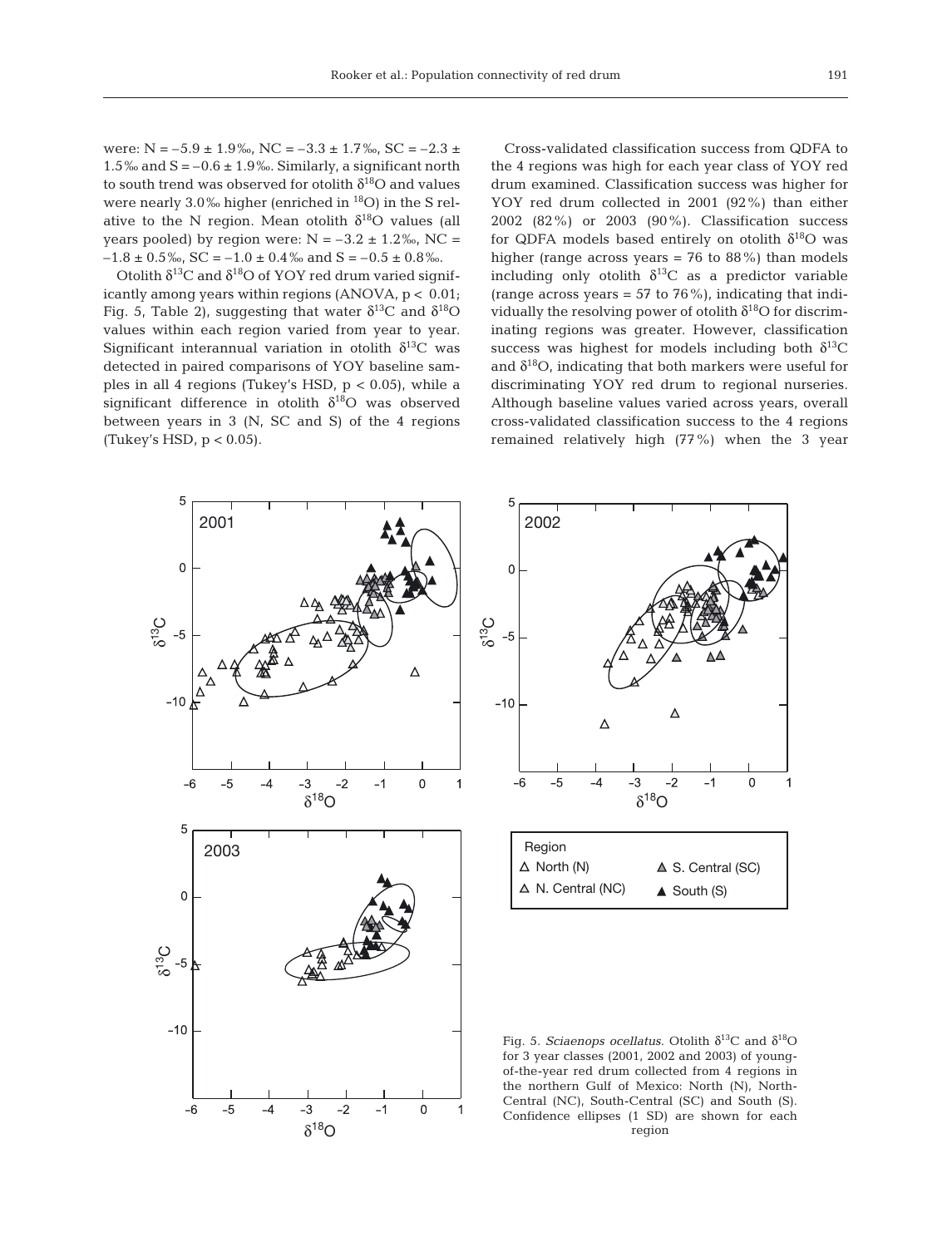were: N = –5.9 ± 1.9‰, NC = –3.3 ± 1.7‰, SC = –2.3 ± 1.5‰ and S = –0.6 ± 1.9‰. Similarly, a significant north to south trend was observed for otolith $\delta^{18}O$ and values were nearly 3.0‰ higher (enriched in $^{18}O$) in the S relative to the N region. Mean otolith $\delta^{18}O$ values (all years pooled) by region were: N = –3.2 ± 1.2‰, NC = –1.8 ± 0.5‰, SC = –1.0 ± 0.4‰ and S = –0.5 ± 0.8‰.

Otolith $\delta^{13}C$ and $\delta^{18}O$ of YOY red drum varied significantly among years within regions (ANOVA, $p < 0.01$; Fig. 5, Table 2), suggesting that water $\delta^{13}C$ and $\delta^{18}O$ values within each region varied from year to year. Significant interannual variation in otolith $\delta^{13}C$ was detected in paired comparisons of YOY baseline samples in all 4 regions (Tukey's HSD, $p < 0.05$), while a significant difference in otolith $\delta^{18}O$ was observed between years in 3 (N, SC and S) of the 4 regions (Tukey's HSD, $p < 0.05$).

Cross-validated classification success from QDFA to the 4 regions was high for each year class of YOY red drum examined. Classification success was higher for YOY red drum collected in 2001 (92%) than either 2002 (82%) or 2003 (90%). Classification success for QDFA models based entirely on otolith $\delta^{18}O$ was higher (range across years = 76 to 88%) than models including only otolith $\delta^{13}C$ as a predictor variable (range across years = 57 to 76%), indicating that individually the resolving power of otolith $\delta^{18}O$ for discriminating regions was greater. However, classification success was highest for models including both $\delta^{13}C$ and $\delta^{18}O$, indicating that both markers were useful for discriminating YOY red drum to regional nurseries. Although baseline values varied across years, overall cross-validated classification success to the 4 regions remained relatively high (77%) when the 3 year

Fig. 5. *Sciaenops ocellatus*. Otolith $\delta^{13}C$ and $\delta^{18}O$ for 3 year classes (2001, 2002 and 2003) of young-of-the-year red drum collected from 4 regions in the northern Gulf of Mexico: North (N), North-Central (NC), South-Central (SC) and South (S). Confidence ellipses (1 SD) are shown for each region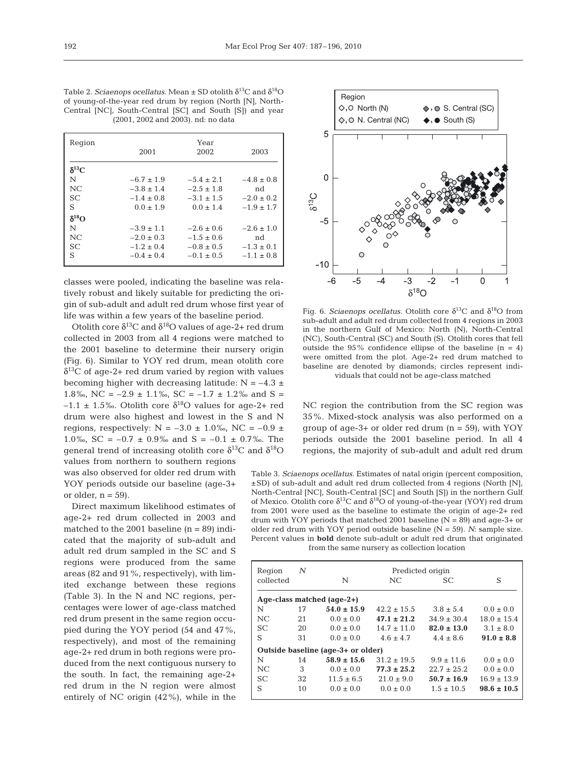Table 2. *Sciaenops ocellatus*. Mean ± SD otolith $\delta^{13}C$ and $\delta^{18}O$ of young-of-the-year red drum by region (North [N], North-Central [NC], South-Central [SC] and South [S]) and year (2001, 2002 and 2003). nd: no data

| Region | Year | | |
|---|---|---|---|
| | 2001 | 2002 | 2003 |
| **$\delta^{13}C$** | | | |
| N | −6.7 ± 1.9 | −5.4 ± 2.1 | −4.8 ± 0.8 |
| NC | −3.8 ± 1.4 | −2.5 ± 1.8 | nd |
| SC | −1.4 ± 0.8 | −3.1 ± 1.5 | −2.0 ± 0.2 |
| S | 0.0 ± 1.9 | 0.0 ± 1.4 | −1.9 ± 1.7 |
| **$\delta^{18}O$** | | | |
| N | −3.9 ± 1.1 | −2.6 ± 0.6 | −2.6 ± 1.0 |
| NC | −2.0 ± 0.3 | −1.5 ± 0.6 | nd |
| SC | −1.2 ± 0.4 | −0.8 ± 0.5 | −1.3 ± 0.1 |
| S | −0.4 ± 0.4 | −0.1 ± 0.5 | −1.1 ± 0.8 |

classes were pooled, indicating the baseline was relatively robust and likely suitable for predicting the origin of sub-adult and adult red drum whose first year of life was within a few years of the baseline period.

Otolith core $\delta^{13}C$ and $\delta^{18}O$ values of age-2+ red drum collected in 2003 from all 4 regions were matched to the 2001 baseline to determine their nursery origin (Fig. 6). Similar to YOY red drum, mean otolith core $\delta^{13}C$ of age-2+ red drum varied by region with values becoming higher with decreasing latitude: N = −4.3 ± 1.8‰, NC = −2.9 ± 1.1‰, SC = −1.7 ± 1.2‰ and S = −1.1 ± 1.5‰. Otolith core $\delta^{18}O$ values for age-2+ red drum were also highest and lowest in the S and N regions, respectively: N = −3.0 ± 1.0‰, NC = −0.9 ± 1.0‰, SC = −0.7 ± 0.9‰ and S = −0.1 ± 0.7‰. The general trend of increasing otolith core $\delta^{13}C$ and $\delta^{18}O$ values from northern to southern regions was also observed for older red drum with YOY periods outside our baseline (age-3+ or older, n = 59).

Direct maximum likelihood estimates of age-2+ red drum collected in 2003 and matched to the 2001 baseline (n = 89) indicated that the majority of sub-adult and adult red drum sampled in the SC and S regions were produced from the same areas (82 and 91%, respectively), with limited exchange between these regions (Table 3). In the N and NC regions, percentages were lower of age-class matched red drum present in the same region occupied during the YOY period (54 and 47%, respectively), and most of the remaining age-2+ red drum in both regions were produced from the next contiguous nursery to the south. In fact, the remaining age-2+ red drum in the N region were almost entirely of NC origin (42%), while in the NC region the contribution from the SC region was 35%. Mixed-stock analysis was also performed on a group of age-3+ or older red drum (n = 59), with YOY periods outside the 2001 baseline period. In all 4 regions, the majority of sub-adult and adult red drum

Fig. 6. *Sciaenops ocellatus*. Otolith core $\delta^{13}C$ and $\delta^{18}O$ from sub-adult and adult red drum collected from 4 regions in 2003 in the northern Gulf of Mexico: North (N), North-Central (NC), South-Central (SC) and South (S). Otolith cores that fell outside the 95% confidence ellipse of the baseline (n = 4) were omitted from the plot. Age-2+ red drum matched to baseline are denoted by diamonds; circles represent individuals that could not be age-class matched

Table 3. *Sciaenops ocellatus*. Estimates of natal origin (percent composition, ±SD) of sub-adult and adult red drum collected from 4 regions (North [N], North-Central [NC], South-Central [SC] and South [S]) in the northern Gulf of Mexico. Otolith core $\delta^{13}C$ and $\delta^{18}O$ of young-of-the-year (YOY) red drum from 2001 were used as the baseline to estimate the origin of age-2+ red drum with YOY periods that matched 2001 baseline (N = 89) and age-3+ or older red drum with YOY period outside baseline (N = 59). *N*: sample size. Percent values in **bold** denote sub-adult or adult red drum that originated from the same nursery as collection location

| Region collected | *N* | Predicted origin | | | |
|---|---|---|---|---|---|
| | | N | NC | SC | S |
| **Age-class matched (age-2+)** | | | | | |
| N | 17 | **54.0 ± 15.9** | 42.2 ± 15.5 | 3.8 ± 5.4 | 0.0 ± 0.0 |
| NC | 21 | 0.0 ± 0.0 | **47.1 ± 21.2** | 34.9 ± 30.4 | 18.0 ± 15.4 |
| SC | 20 | 0.0 ± 0.0 | 14.7 ± 11.0 | **82.0 ± 13.0** | 3.1 ± 8.0 |
| S | 31 | 0.0 ± 0.0 | 4.6 ± 4.7 | 4.4 ± 8.6 | **91.0 ± 8.8** |
| **Outside baseline (age-3+ or older)** | | | | | |
| N | 14 | **58.9 ± 15.6** | 31.2 ± 19.5 | 9.9 ± 11.6 | 0.0 ± 0.0 |
| NC | 3 | 0.0 ± 0.0 | **77.3 ± 25.2** | 22.7 ± 25.2 | 0.0 ± 0.0 |
| SC | 32 | 11.5 ± 6.5 | 21.0 ± 9.0 | **50.7 ± 16.9** | 16.9 ± 13.9 |
| S | 10 | 0.0 ± 0.0 | 0.0 ± 0.0 | 1.5 ± 10.5 | **98.6 ± 10.5** |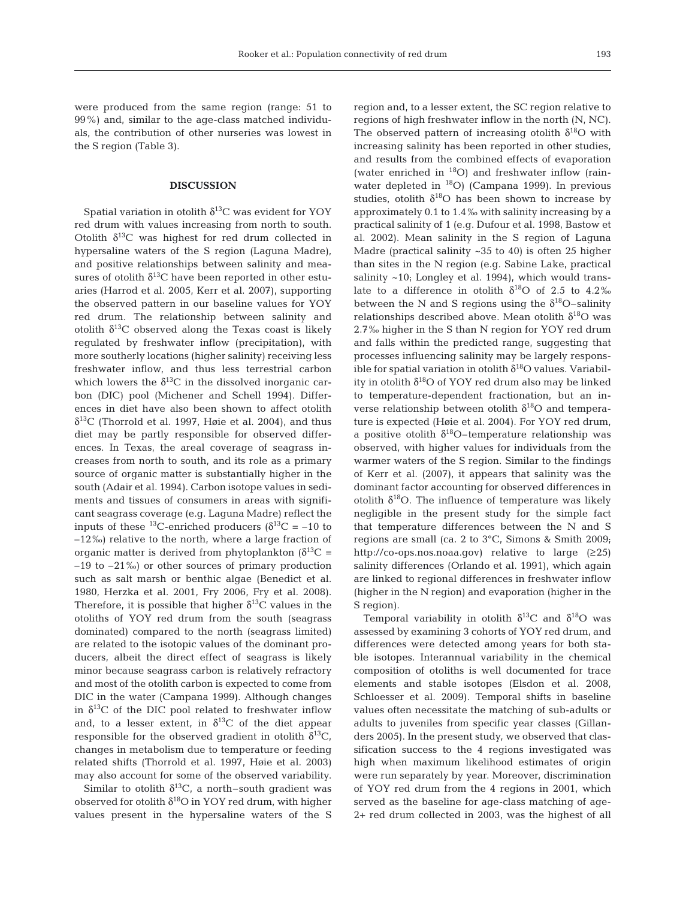were produced from the same region (range: 51 to 99%) and, similar to the age-class matched individuals, the contribution of other nurseries was lowest in the S region (Table 3).

## DISCUSSION

Spatial variation in otolith $\delta^{13}C$ was evident for YOY red drum with values increasing from north to south. Otolith $\delta^{13}C$ was highest for red drum collected in hypersaline waters of the S region (Laguna Madre), and positive relationships between salinity and measures of otolith $\delta^{13}C$ have been reported in other estuaries (Harrod et al. 2005, Kerr et al. 2007), supporting the observed pattern in our baseline values for YOY red drum. The relationship between salinity and otolith $\delta^{13}C$ observed along the Texas coast is likely regulated by freshwater inflow (precipitation), with more southerly locations (higher salinity) receiving less freshwater inflow, and thus less terrestrial carbon which lowers the $\delta^{13}C$ in the dissolved inorganic carbon (DIC) pool (Michener and Schell 1994). Differences in diet have also been shown to affect otolith $\delta^{13}C$ (Thorrold et al. 1997, Høie et al. 2004), and thus diet may be partly responsible for observed differences. In Texas, the areal coverage of seagrass increases from north to south, and its role as a primary source of organic matter is substantially higher in the south (Adair et al. 1994). Carbon isotope values in sediments and tissues of consumers in areas with significant seagrass coverage (e.g. Laguna Madre) reflect the inputs of these $^{13}C$-enriched producers ($\delta^{13}C$ = –10 to –12‰) relative to the north, where a large fraction of organic matter is derived from phytoplankton ($\delta^{13}C$ = –19 to –21‰) or other sources of primary production such as salt marsh or benthic algae (Benedict et al. 1980, Herzka et al. 2001, Fry 2006, Fry et al. 2008). Therefore, it is possible that higher $\delta^{13}C$ values in the otoliths of YOY red drum from the south (seagrass dominated) compared to the north (seagrass limited) are related to the isotopic values of the dominant producers, albeit the direct effect of seagrass is likely minor because seagrass carbon is relatively refractory and most of the otolith carbon is expected to come from DIC in the water (Campana 1999). Although changes in $\delta^{13}C$ of the DIC pool related to freshwater inflow and, to a lesser extent, in $\delta^{13}C$ of the diet appear responsible for the observed gradient in otolith $\delta^{13}C$, changes in metabolism due to temperature or feeding related shifts (Thorrold et al. 1997, Høie et al. 2003) may also account for some of the observed variability.

Similar to otolith $\delta^{13}C$, a north–south gradient was observed for otolith $\delta^{18}O$ in YOY red drum, with higher values present in the hypersaline waters of the S region and, to a lesser extent, the SC region relative to regions of high freshwater inflow in the north (N, NC). The observed pattern of increasing otolith $\delta^{18}O$ with increasing salinity has been reported in other studies, and results from the combined effects of evaporation (water enriched in $^{18}O$) and freshwater inflow (rainwater depleted in $^{18}O$) (Campana 1999). In previous studies, otolith $\delta^{18}O$ has been shown to increase by approximately 0.1 to 1.4‰ with salinity increasing by a practical salinity of 1 (e.g. Dufour et al. 1998, Bastow et al. 2002). Mean salinity in the S region of Laguna Madre (practical salinity ~35 to 40) is often 25 higher than sites in the N region (e.g. Sabine Lake, practical salinity ~10; Longley et al. 1994), which would translate to a difference in otolith $\delta^{18}O$ of 2.5 to 4.2‰ between the N and S regions using the $\delta^{18}O$–salinity relationships described above. Mean otolith $\delta^{18}O$ was 2.7‰ higher in the S than N region for YOY red drum and falls within the predicted range, suggesting that processes influencing salinity may be largely responsible for spatial variation in otolith $\delta^{18}O$ values. Variability in otolith $\delta^{18}O$ of YOY red drum also may be linked to temperature-dependent fractionation, but an inverse relationship between otolith $\delta^{18}O$ and temperature is expected (Høie et al. 2004). For YOY red drum, a positive otolith $\delta^{18}O$–temperature relationship was observed, with higher values for individuals from the warmer waters of the S region. Similar to the findings of Kerr et al. (2007), it appears that salinity was the dominant factor accounting for observed differences in otolith $\delta^{18}O$. The influence of temperature was likely negligible in the present study for the simple fact that temperature differences between the N and S regions are small (ca. 2 to 3°C, Simons & Smith 2009; http://co-ops.nos.noaa.gov) relative to large (≥25) salinity differences (Orlando et al. 1991), which again are linked to regional differences in freshwater inflow (higher in the N region) and evaporation (higher in the S region).

Temporal variability in otolith $\delta^{13}C$ and $\delta^{18}O$ was assessed by examining 3 cohorts of YOY red drum, and differences were detected among years for both stable isotopes. Interannual variability in the chemical composition of otoliths is well documented for trace elements and stable isotopes (Elsdon et al. 2008, Schloesser et al. 2009). Temporal shifts in baseline values often necessitate the matching of sub-adults or adults to juveniles from specific year classes (Gillanders 2005). In the present study, we observed that classification success to the 4 regions investigated was high when maximum likelihood estimates of origin were run separately by year. Moreover, discrimination of YOY red drum from the 4 regions in 2001, which served as the baseline for age-class matching of age-2+ red drum collected in 2003, was the highest of all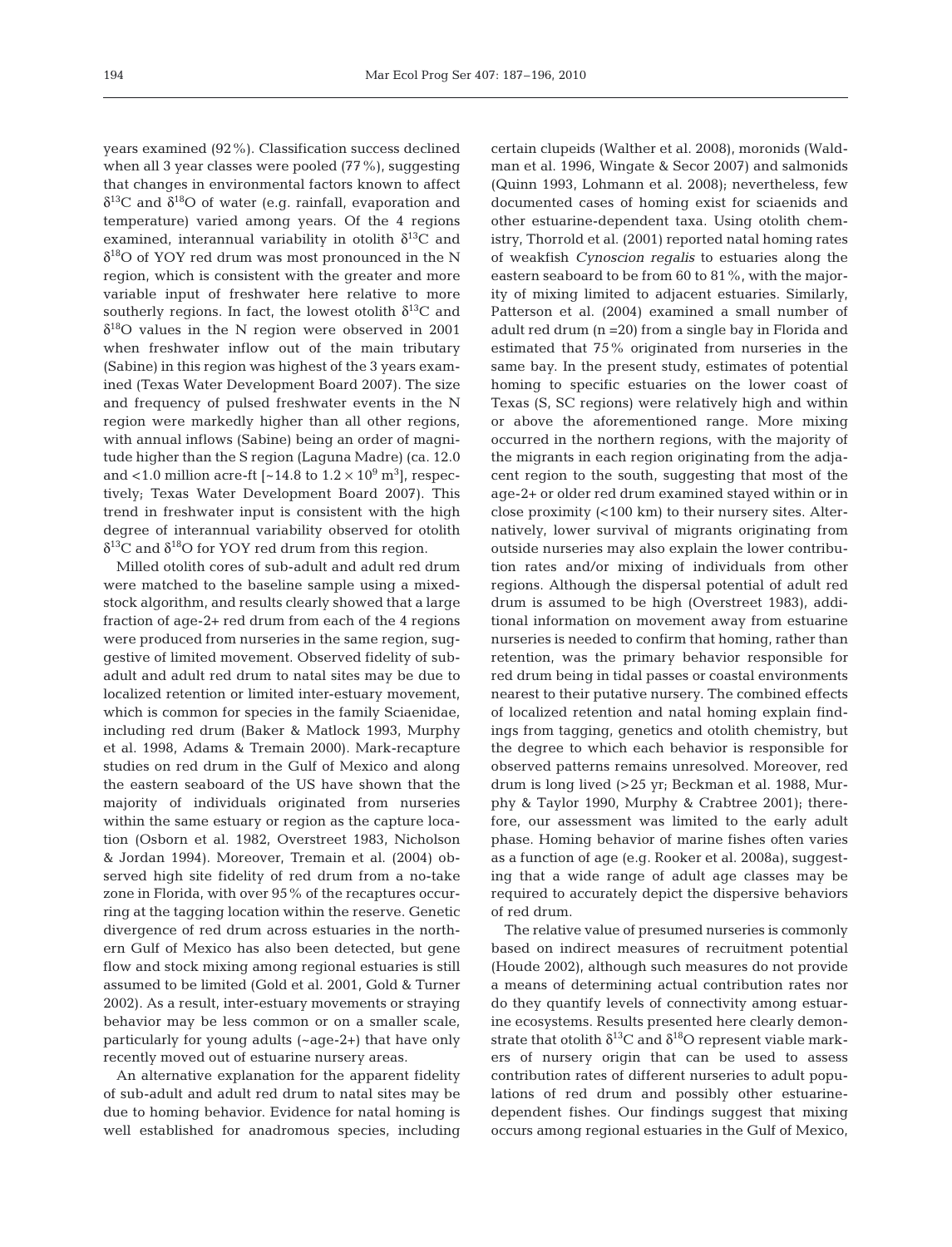years examined (92%). Classification success declined when all 3 year classes were pooled (77%), suggesting that changes in environmental factors known to affect $\delta^{13}C$ and $\delta^{18}O$ of water (e.g. rainfall, evaporation and temperature) varied among years. Of the 4 regions examined, interannual variability in otolith $\delta^{13}C$ and $\delta^{18}O$ of YOY red drum was most pronounced in the N region, which is consistent with the greater and more variable input of freshwater here relative to more southerly regions. In fact, the lowest otolith $\delta^{13}C$ and $\delta^{18}O$ values in the N region were observed in 2001 when freshwater inflow out of the main tributary (Sabine) in this region was highest of the 3 years examined (Texas Water Development Board 2007). The size and frequency of pulsed freshwater events in the N region were markedly higher than all other regions, with annual inflows (Sabine) being an order of magnitude higher than the S region (Laguna Madre) (ca. 12.0 and <1.0 million acre-ft [~14.8 to $1.2 \times 10^9$ m$^3$], respectively; Texas Water Development Board 2007). This trend in freshwater input is consistent with the high degree of interannual variability observed for otolith $\delta^{13}C$ and $\delta^{18}O$ for YOY red drum from this region.

Milled otolith cores of sub-adult and adult red drum were matched to the baseline sample using a mixed-stock algorithm, and results clearly showed that a large fraction of age-2+ red drum from each of the 4 regions were produced from nurseries in the same region, suggestive of limited movement. Observed fidelity of sub-adult and adult red drum to natal sites may be due to localized retention or limited inter-estuary movement, which is common for species in the family Sciaenidae, including red drum (Baker & Matlock 1993, Murphy et al. 1998, Adams & Tremain 2000). Mark-recapture studies on red drum in the Gulf of Mexico and along the eastern seaboard of the US have shown that the majority of individuals originated from nurseries within the same estuary or region as the capture location (Osborn et al. 1982, Overstreet 1983, Nicholson & Jordan 1994). Moreover, Tremain et al. (2004) observed high site fidelity of red drum from a no-take zone in Florida, with over 95% of the recaptures occurring at the tagging location within the reserve. Genetic divergence of red drum across estuaries in the northern Gulf of Mexico has also been detected, but gene flow and stock mixing among regional estuaries is still assumed to be limited (Gold et al. 2001, Gold & Turner 2002). As a result, inter-estuary movements or straying behavior may be less common or on a smaller scale, particularly for young adults (~age-2+) that have only recently moved out of estuarine nursery areas.

An alternative explanation for the apparent fidelity of sub-adult and adult red drum to natal sites may be due to homing behavior. Evidence for natal homing is well established for anadromous species, including certain clupeids (Walther et al. 2008), moronids (Waldman et al. 1996, Wingate & Secor 2007) and salmonids (Quinn 1993, Lohmann et al. 2008); nevertheless, few documented cases of homing exist for sciaenids and other estuarine-dependent taxa. Using otolith chemistry, Thorrold et al. (2001) reported natal homing rates of weakfish *Cynoscion regalis* to estuaries along the eastern seaboard to be from 60 to 81%, with the majority of mixing limited to adjacent estuaries. Similarly, Patterson et al. (2004) examined a small number of adult red drum (n =20) from a single bay in Florida and estimated that 75% originated from nurseries in the same bay. In the present study, estimates of potential homing to specific estuaries on the lower coast of Texas (S, SC regions) were relatively high and within or above the aforementioned range. More mixing occurred in the northern regions, with the majority of the migrants in each region originating from the adjacent region to the south, suggesting that most of the age-2+ or older red drum examined stayed within or in close proximity (<100 km) to their nursery sites. Alternatively, lower survival of migrants originating from outside nurseries may also explain the lower contribution rates and/or mixing of individuals from other regions. Although the dispersal potential of adult red drum is assumed to be high (Overstreet 1983), additional information on movement away from estuarine nurseries is needed to confirm that homing, rather than retention, was the primary behavior responsible for red drum being in tidal passes or coastal environments nearest to their putative nursery. The combined effects of localized retention and natal homing explain findings from tagging, genetics and otolith chemistry, but the degree to which each behavior is responsible for observed patterns remains unresolved. Moreover, red drum is long lived (>25 yr; Beckman et al. 1988, Murphy & Taylor 1990, Murphy & Crabtree 2001); therefore, our assessment was limited to the early adult phase. Homing behavior of marine fishes often varies as a function of age (e.g. Rooker et al. 2008a), suggesting that a wide range of adult age classes may be required to accurately depict the dispersive behaviors of red drum.

The relative value of presumed nurseries is commonly based on indirect measures of recruitment potential (Houde 2002), although such measures do not provide a means of determining actual contribution rates nor do they quantify levels of connectivity among estuarine ecosystems. Results presented here clearly demonstrate that otolith $\delta^{13}C$ and $\delta^{18}O$ represent viable markers of nursery origin that can be used to assess contribution rates of different nurseries to adult populations of red drum and possibly other estuarine-dependent fishes. Our findings suggest that mixing occurs among regional estuaries in the Gulf of Mexico,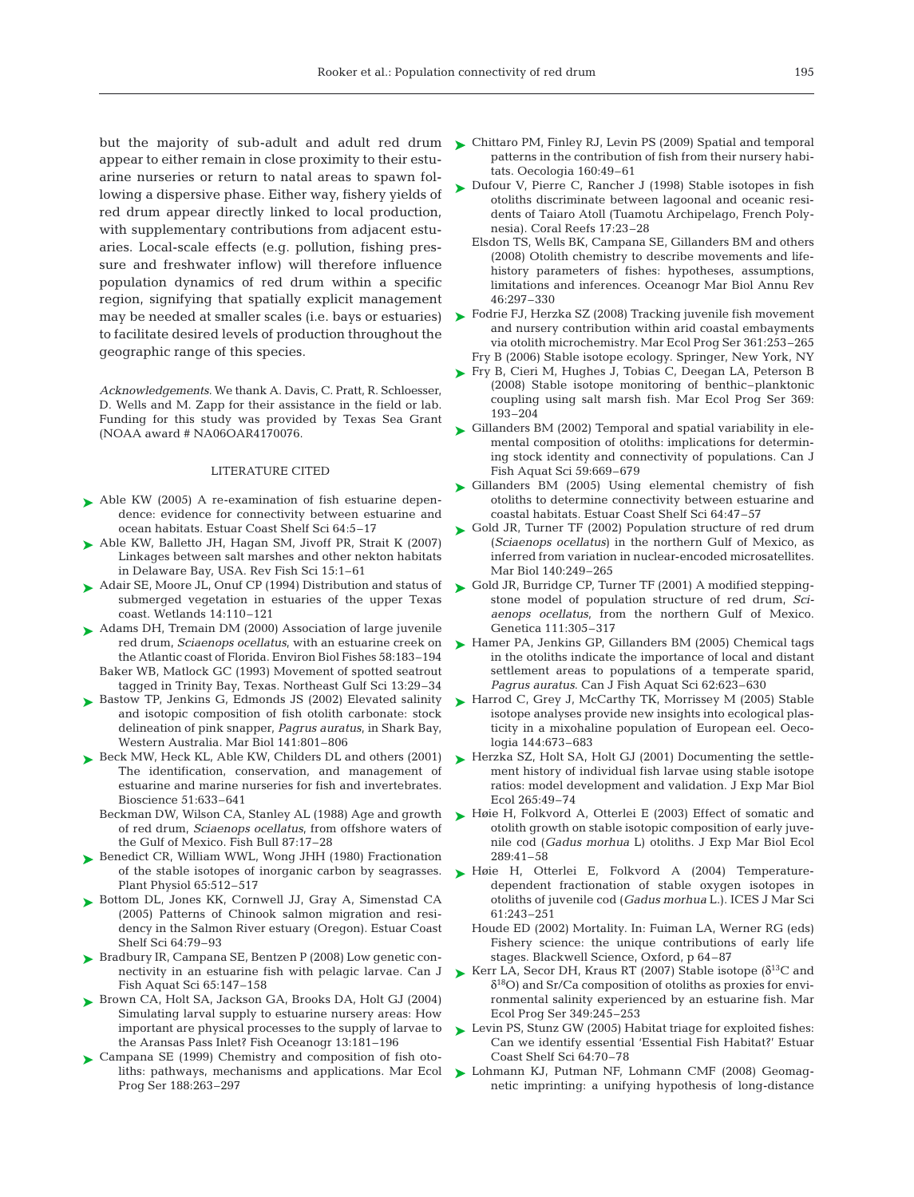but the majority of sub-adult and adult red drum appear to either remain in close proximity to their estuarine nurseries or return to natal areas to spawn following a dispersive phase. Either way, fishery yields of red drum appear directly linked to local production, with supplementary contributions from adjacent estuaries. Local-scale effects (e.g. pollution, fishing pressure and freshwater inflow) will therefore influence population dynamics of red drum within a specific region, signifying that spatially explicit management may be needed at smaller scales (i.e. bays or estuaries) to facilitate desired levels of production throughout the geographic range of this species.

*Acknowledgements.* We thank A. Davis, C. Pratt, R. Schloesser, D. Wells and M. Zapp for their assistance in the field or lab. Funding for this study was provided by Texas Sea Grant (NOAA award # NA06OAR4170076.

## LITERATURE CITED

- Able KW (2005) A re-examination of fish estuarine dependence: evidence for connectivity between estuarine and ocean habitats. Estuar Coast Shelf Sci 64:5–17
- Able KW, Balletto JH, Hagan SM, Jivoff PR, Strait K (2007) Linkages between salt marshes and other nekton habitats in Delaware Bay, USA. Rev Fish Sci 15:1–61
- Adair SE, Moore JL, Onuf CP (1994) Distribution and status of submerged vegetation in estuaries of the upper Texas coast. Wetlands 14:110–121
- Adams DH, Tremain DM (2000) Association of large juvenile red drum, *Sciaenops ocellatus*, with an estuarine creek on the Atlantic coast of Florida. Environ Biol Fishes 58:183–194
- Baker WB, Matlock GC (1993) Movement of spotted seatrout tagged in Trinity Bay, Texas. Northeast Gulf Sci 13:29–34
- Bastow TP, Jenkins G, Edmonds JS (2002) Elevated salinity and isotopic composition of fish otolith carbonate: stock delineation of pink snapper, *Pagrus auratus*, in Shark Bay, Western Australia. Mar Biol 141:801–806
- Beck MW, Heck KL, Able KW, Childers DL and others (2001) The identification, conservation, and management of estuarine and marine nurseries for fish and invertebrates. Bioscience 51:633–641
- Beckman DW, Wilson CA, Stanley AL (1988) Age and growth of red drum, *Sciaenops ocellatus*, from offshore waters of the Gulf of Mexico. Fish Bull 87:17–28
- Benedict CR, William WWL, Wong JHH (1980) Fractionation of the stable isotopes of inorganic carbon by seagrasses. Plant Physiol 65:512–517
- Bottom DL, Jones KK, Cornwell JJ, Gray A, Simenstad CA (2005) Patterns of Chinook salmon migration and residency in the Salmon River estuary (Oregon). Estuar Coast Shelf Sci 64:79–93
- Bradbury IR, Campana SE, Bentzen P (2008) Low genetic connectivity in an estuarine fish with pelagic larvae. Can J Fish Aquat Sci 65:147–158
- Brown CA, Holt SA, Jackson GA, Brooks DA, Holt GJ (2004) Simulating larval supply to estuarine nursery areas: How important are physical processes to the supply of larvae to the Aransas Pass Inlet? Fish Oceanogr 13:181–196
- Campana SE (1999) Chemistry and composition of fish otoliths: pathways, mechanisms and applications. Mar Ecol Prog Ser 188:263–297
- Chittaro PM, Finley RJ, Levin PS (2009) Spatial and temporal patterns in the contribution of fish from their nursery habitats. Oecologia 160:49–61
- Dufour V, Pierre C, Rancher J (1998) Stable isotopes in fish otoliths discriminate between lagoonal and oceanic residents of Taiaro Atoll (Tuamotu Archipelago, French Polynesia). Coral Reefs 17:23–28
- Elsdon TS, Wells BK, Campana SE, Gillanders BM and others (2008) Otolith chemistry to describe movements and life-history parameters of fishes: hypotheses, assumptions, limitations and inferences. Oceanogr Mar Biol Annu Rev 46:297–330
- Fodrie FJ, Herzka SZ (2008) Tracking juvenile fish movement and nursery contribution within arid coastal embayments via otolith microchemistry. Mar Ecol Prog Ser 361:253–265
- Fry B (2006) Stable isotope ecology. Springer, New York, NY
- Fry B, Cieri M, Hughes J, Tobias C, Deegan LA, Peterson B (2008) Stable isotope monitoring of benthic–planktonic coupling using salt marsh fish. Mar Ecol Prog Ser 369: 193–204
- Gillanders BM (2002) Temporal and spatial variability in elemental composition of otoliths: implications for determining stock identity and connectivity of populations. Can J Fish Aquat Sci 59:669–679
- Gillanders BM (2005) Using elemental chemistry of fish otoliths to determine connectivity between estuarine and coastal habitats. Estuar Coast Shelf Sci 64:47–57
- Gold JR, Turner TF (2002) Population structure of red drum (*Sciaenops ocellatus*) in the northern Gulf of Mexico, as inferred from variation in nuclear-encoded microsatellites. Mar Biol 140:249–265
- Gold JR, Burridge CP, Turner TF (2001) A modified stepping-stone model of population structure of red drum, *Sciaenops ocellatus*, from the northern Gulf of Mexico. Genetica 111:305–317
- Hamer PA, Jenkins GP, Gillanders BM (2005) Chemical tags in the otoliths indicate the importance of local and distant settlement areas to populations of a temperate sparid, *Pagrus auratus*. Can J Fish Aquat Sci 62:623–630
- Harrod C, Grey J, McCarthy TK, Morrissey M (2005) Stable isotope analyses provide new insights into ecological plasticity in a mixohaline population of European eel. Oecologia 144:673–683
- Herzka SZ, Holt SA, Holt GJ (2001) Documenting the settlement history of individual fish larvae using stable isotope ratios: model development and validation. J Exp Mar Biol Ecol 265:49–74
- Høie H, Folkvord A, Otterlei E (2003) Effect of somatic and otolith growth on stable isotopic composition of early juvenile cod (*Gadus morhua* L) otoliths. J Exp Mar Biol Ecol 289:41–58
- Høie H, Otterlei E, Folkvord A (2004) Temperature-dependent fractionation of stable oxygen isotopes in otoliths of juvenile cod (*Gadus morhua* L.). ICES J Mar Sci 61:243–251
- Houde ED (2002) Mortality. In: Fuiman LA, Werner RG (eds) Fishery science: the unique contributions of early life stages. Blackwell Science, Oxford, p 64–87
- Kerr LA, Secor DH, Kraus RT (2007) Stable isotope ($\delta^{13}C$ and $\delta^{18}O$) and Sr/Ca composition of otoliths as proxies for environmental salinity experienced by an estuarine fish. Mar Ecol Prog Ser 349:245–253
- Levin PS, Stunz GW (2005) Habitat triage for exploited fishes: Can we identify essential 'Essential Fish Habitat?' Estuar Coast Shelf Sci 64:70–78
- Lohmann KJ, Putman NF, Lohmann CMF (2008) Geomagnetic imprinting: a unifying hypothesis of long-distance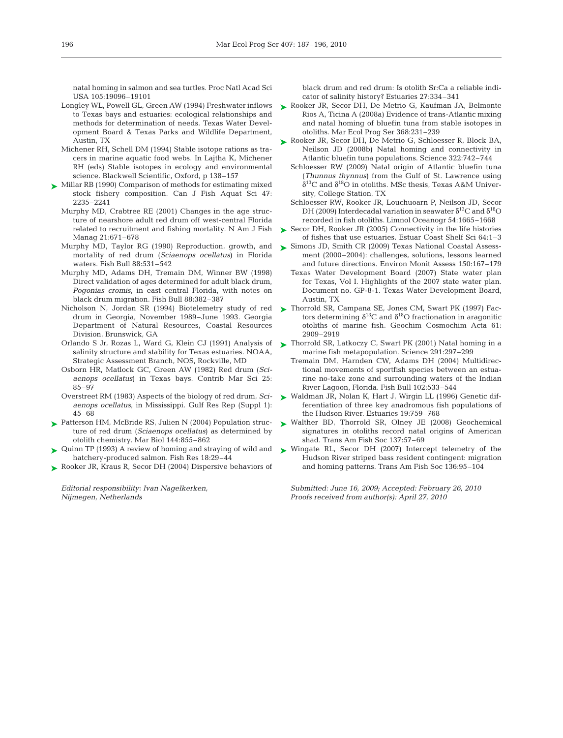natal homing in salmon and sea turtles. Proc Natl Acad Sci USA 105:19096–19101

Longley WL, Powell GL, Green AW (1994) Freshwater inflows to Texas bays and estuaries: ecological relationships and methods for determination of needs. Texas Water Development Board & Texas Parks and Wildlife Department, Austin, TX

Michener RH, Schell DM (1994) Stable isotope rations as tracers in marine aquatic food webs. In Lajtha K, Michener RH (eds) Stable isotopes in ecology and environmental science. Blackwell Scientific, Oxford, p 138–157

Millar RB (1990) Comparison of methods for estimating mixed stock fishery composition. Can J Fish Aquat Sci 47: 2235–2241

Murphy MD, Crabtree RE (2001) Changes in the age structure of nearshore adult red drum off west-central Florida related to recruitment and fishing mortality. N Am J Fish Manag 21:671–678

Murphy MD, Taylor RG (1990) Reproduction, growth, and mortality of red drum (*Sciaenops ocellatus*) in Florida waters. Fish Bull 88:531–542

Murphy MD, Adams DH, Tremain DM, Winner BW (1998) Direct validation of ages determined for adult black drum, *Pogonias cromis*, in east central Florida, with notes on black drum migration. Fish Bull 88:382–387

Nicholson N, Jordan SR (1994) Biotelemetry study of red drum in Georgia, November 1989–June 1993. Georgia Department of Natural Resources, Coastal Resources Division, Brunswick, GA

Orlando S Jr, Rozas L, Ward G, Klein CJ (1991) Analysis of salinity structure and stability for Texas estuaries. NOAA, Strategic Assessment Branch, NOS, Rockville, MD

Osborn HR, Matlock GC, Green AW (1982) Red drum (*Sciaenops ocellatus*) in Texas bays. Contrib Mar Sci 25: 85–97

Overstreet RM (1983) Aspects of the biology of red drum, *Sciaenops ocellatus*, in Mississippi. Gulf Res Rep (Suppl 1): 45–68

Patterson HM, McBride RS, Julien N (2004) Population structure of red drum (*Sciaenops ocellatus*) as determined by otolith chemistry. Mar Biol 144:855–862

Quinn TP (1993) A review of homing and straying of wild and hatchery-produced salmon. Fish Res 18:29–44

Rooker JR, Kraus R, Secor DH (2004) Dispersive behaviors of black drum and red drum: Is otolith Sr:Ca a reliable indicator of salinity history? Estuaries 27:334–341

Rooker JR, Secor DH, De Metrio G, Kaufman JA, Belmonte Rios A, Ticina A (2008a) Evidence of trans-Atlantic mixing and natal homing of bluefin tuna from stable isotopes in otoliths. Mar Ecol Prog Ser 368:231–239

Rooker JR, Secor DH, De Metrio G, Schloesser R, Block BA, Neilson JD (2008b) Natal homing and connectivity in Atlantic bluefin tuna populations. Science 322:742–744

Schloesser RW (2009) Natal origin of Atlantic bluefin tuna (*Thunnus thynnus*) from the Gulf of St. Lawrence using $\delta^{13}C$ and $\delta^{18}O$ in otoliths. MSc thesis, Texas A&M University, College Station, TX

Schloesser RW, Rooker JR, Louchuoarn P, Neilson JD, Secor DH (2009) Interdecadal variation in seawater $\delta^{13}C$ and $\delta^{18}O$ recorded in fish otoliths. Limnol Oceanogr 54:1665–1668

Secor DH, Rooker JR (2005) Connectivity in the life histories of fishes that use estuaries. Estuar Coast Shelf Sci 64:1–3

Simons JD, Smith CR (2009) Texas National Coastal Assessment (2000–2004): challenges, solutions, lessons learned and future directions. Environ Monit Assess 150:167–179

Texas Water Development Board (2007) State water plan for Texas, Vol I. Highlights of the 2007 state water plan. Document no. GP-8-1. Texas Water Development Board, Austin, TX

Thorrold SR, Campana SE, Jones CM, Swart PK (1997) Factors determining $\delta^{13}C$ and $\delta^{18}O$ fractionation in aragonitic otoliths of marine fish. Geochim Cosmochim Acta 61: 2909–2919

Thorrold SR, Latkoczy C, Swart PK (2001) Natal homing in a marine fish metapopulation. Science 291:297–299

Tremain DM, Harnden CW, Adams DH (2004) Multidirectional movements of sportfish species between an estuarine no-take zone and surrounding waters of the Indian River Lagoon, Florida. Fish Bull 102:533–544

Waldman JR, Nolan K, Hart J, Wirgin LL (1996) Genetic differentiation of three key anadromous fish populations of the Hudson River. Estuaries 19:759–768

Walther BD, Thorrold SR, Olney JE (2008) Geochemical signatures in otoliths record natal origins of American shad. Trans Am Fish Soc 137:57–69

Wingate RL, Secor DH (2007) Intercept telemetry of the Hudson River striped bass resident contingent: migration and homing patterns. Trans Am Fish Soc 136:95–104

*Editorial responsibility: Ivan Nagelkerken, Nijmegen, Netherlands*

*Submitted: June 16, 2009; Accepted: February 26, 2010*
*Proofs received from author(s): April 27, 2010*